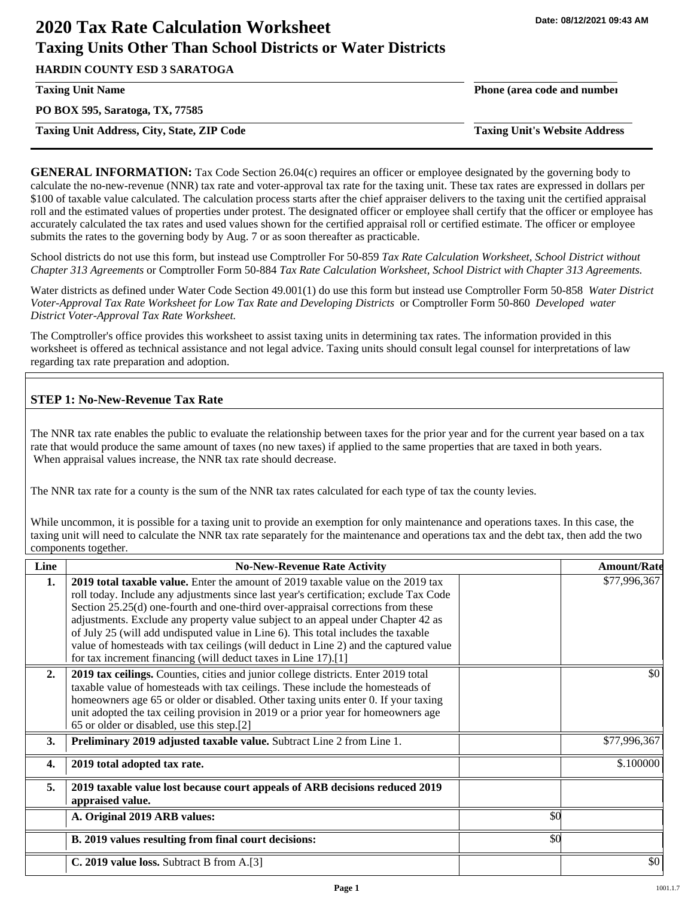Date: 08/12/2021 09:43 AM

# 2020 Tax Rate Calculation Worksheet
## Taxing Units Other Than School Districts or Water Districts

**HARDIN COUNTY ESD 3 SARATOGA**

**Taxing Unit Name** | **Phone (area code and number)**

**PO BOX 595, Saratoga, TX, 77585**

**Taxing Unit Address, City, State, ZIP Code** | **Taxing Unit's Website Address**

**GENERAL INFORMATION:** Tax Code Section 26.04(c) requires an officer or employee designated by the governing body to calculate the no-new-revenue (NNR) tax rate and voter-approval tax rate for the taxing unit. These tax rates are expressed in dollars per $100 of taxable value calculated. The calculation process starts after the chief appraiser delivers to the taxing unit the certified appraisal roll and the estimated values of properties under protest. The designated officer or employee shall certify that the officer or employee has accurately calculated the tax rates and used values shown for the certified appraisal roll or certified estimate. The officer or employee submits the rates to the governing body by Aug. 7 or as soon thereafter as practicable.

School districts do not use this form, but instead use Comptroller For 50-859 *Tax Rate Calculation Worksheet, School District without Chapter 313 Agreements* or Comptroller Form 50-884 *Tax Rate Calculation Worksheet, School District with Chapter 313 Agreements.*

Water districts as defined under Water Code Section 49.001(1) do use this form but instead use Comptroller Form 50-858 *Water District Voter-Approval Tax Rate Worksheet for Low Tax Rate and Developing Districts* or Comptroller Form 50-860 *Developed water District Voter-Approval Tax Rate Worksheet.*

The Comptroller's office provides this worksheet to assist taxing units in determining tax rates. The information provided in this worksheet is offered as technical assistance and not legal advice. Taxing units should consult legal counsel for interpretations of law regarding tax rate preparation and adoption.

### STEP 1: No-New-Revenue Tax Rate

The NNR tax rate enables the public to evaluate the relationship between taxes for the prior year and for the current year based on a tax rate that would produce the same amount of taxes (no new taxes) if applied to the same properties that are taxed in both years. When appraisal values increase, the NNR tax rate should decrease.

The NNR tax rate for a county is the sum of the NNR tax rates calculated for each type of tax the county levies.

While uncommon, it is possible for a taxing unit to provide an exemption for only maintenance and operations taxes. In this case, the taxing unit will need to calculate the NNR tax rate separately for the maintenance and operations tax and the debt tax, then add the two components together.

| Line | No-New-Revenue Rate Activity | | Amount/Rate |
|---|---|---|---|
| **1.** | **2019 total taxable value.** Enter the amount of 2019 taxable value on the 2019 tax roll today. Include any adjustments since last year's certification; exclude Tax Code Section 25.25(d) one-fourth and one-third over-appraisal corrections from these adjustments. Exclude any property value subject to an appeal under Chapter 42 as of July 25 (will add undisputed value in Line 6). This total includes the taxable value of homesteads with tax ceilings (will deduct in Line 2) and the captured value for tax increment financing (will deduct taxes in Line 17).[1] | | $77,996,367 |
| **2.** | **2019 tax ceilings.** Counties, cities and junior college districts. Enter 2019 total taxable value of homesteads with tax ceilings. These include the homesteads of homeowners age 65 or older or disabled. Other taxing units enter 0. If your taxing unit adopted the tax ceiling provision in 2019 or a prior year for homeowners age 65 or older or disabled, use this step.[2] | | $0 |
| **3.** | **Preliminary 2019 adjusted taxable value.** Subtract Line 2 from Line 1. | | $77,996,367 |
| **4.** | **2019 total adopted tax rate.** | | $.100000 |
| **5.** | **2019 taxable value lost because court appeals of ARB decisions reduced 2019 appraised value.** | | |
| | **A. Original 2019 ARB values:** | $0 | |
| | **B. 2019 values resulting from final court decisions:** | $0 | |
| | **C. 2019 value loss.** Subtract B from A.[3] | | $0 |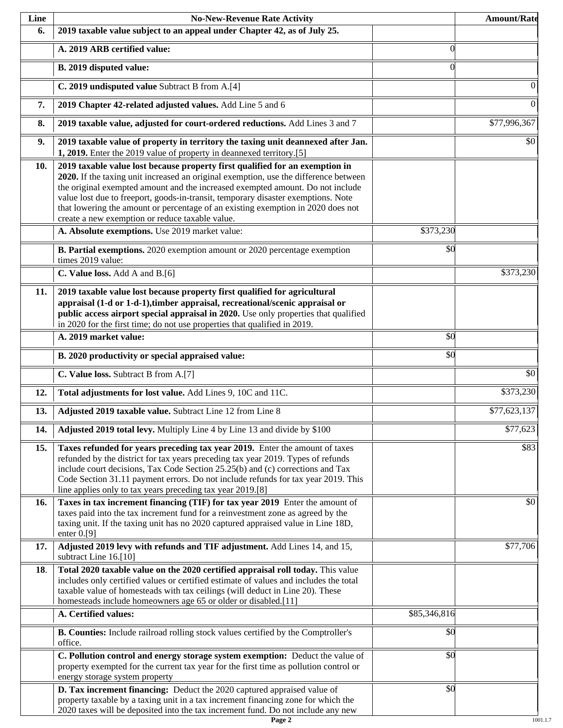| Line | No-New-Revenue Rate Activity | | Amount/Rate |
|---|---|---|---|
| 6. | **2019 taxable value subject to an appeal under Chapter 42, as of July 25.** | | |
| | **A. 2019 ARB certified value:** | 0 | |
| | **B. 2019 disputed value:** | 0 | |
| | **C. 2019 undisputed value** Subtract B from A.[4] | | 0 |
| 7. | **2019 Chapter 42-related adjusted values.** Add Line 5 and 6 | | 0 |
| 8. | **2019 taxable value, adjusted for court-ordered reductions.** Add Lines 3 and 7 | | $77,996,367 |
| 9. | **2019 taxable value of property in territory the taxing unit deannexed after Jan. 1, 2019.** Enter the 2019 value of property in deannexed territory.[5] | | $0 |
| 10. | **2019 taxable value lost because property first qualified for an exemption in 2020.** If the taxing unit increased an original exemption, use the difference between the original exempted amount and the increased exempted amount. Do not include value lost due to freeport, goods-in-transit, temporary disaster exemptions. Note that lowering the amount or percentage of an existing exemption in 2020 does not create a new exemption or reduce taxable value. | | |
| | **A. Absolute exemptions.** Use 2019 market value: | $373,230 | |
| | **B. Partial exemptions.** 2020 exemption amount or 2020 percentage exemption times 2019 value: | $0 | |
| | **C. Value loss.** Add A and B.[6] | | $373,230 |
| 11. | **2019 taxable value lost because property first qualified for agricultural appraisal (1-d or 1-d-1),timber appraisal, recreational/scenic appraisal or public access airport special appraisal in 2020.** Use only properties that qualified in 2020 for the first time; do not use properties that qualified in 2019. | | |
| | **A. 2019 market value:** | $0 | |
| | **B. 2020 productivity or special appraised value:** | $0 | |
| | **C. Value loss.** Subtract B from A.[7] | | $0 |
| 12. | **Total adjustments for lost value.** Add Lines 9, 10C and 11C. | | $373,230 |
| 13. | **Adjusted 2019 taxable value.** Subtract Line 12 from Line 8 | | $77,623,137 |
| 14. | **Adjusted 2019 total levy.** Multiply Line 4 by Line 13 and divide by $100 | | $77,623 |
| 15. | **Taxes refunded for years preceding tax year 2019.** Enter the amount of taxes refunded by the district for tax years preceding tax year 2019. Types of refunds include court decisions, Tax Code Section 25.25(b) and (c) corrections and Tax Code Section 31.11 payment errors. Do not include refunds for tax year 2019. This line applies only to tax years preceding tax year 2019.[8] | | $83 |
| 16. | **Taxes in tax increment financing (TIF) for tax year 2019** Enter the amount of taxes paid into the tax increment fund for a reinvestment zone as agreed by the taxing unit. If the taxing unit has no 2020 captured appraised value in Line 18D, enter 0.[9] | | $0 |
| 17. | **Adjusted 2019 levy with refunds and TIF adjustment.** Add Lines 14, and 15, subtract Line 16.[10] | | $77,706 |
| 18. | **Total 2020 taxable value on the 2020 certified appraisal roll today.** This value includes only certified values or certified estimate of values and includes the total taxable value of homesteads with tax ceilings (will deduct in Line 20). These homesteads include homeowners age 65 or older or disabled.[11] | | |
| | **A. Certified values:** | $85,346,816 | |
| | **B. Counties:** Include railroad rolling stock values certified by the Comptroller's office. | $0 | |
| | **C. Pollution control and energy storage system exemption:** Deduct the value of property exempted for the current tax year for the first time as pollution control or energy storage system property | $0 | |
| | **D. Tax increment financing:** Deduct the 2020 captured appraised value of property taxable by a taxing unit in a tax increment financing zone for which the 2020 taxes will be deposited into the tax increment fund. Do not include any new | $0 | |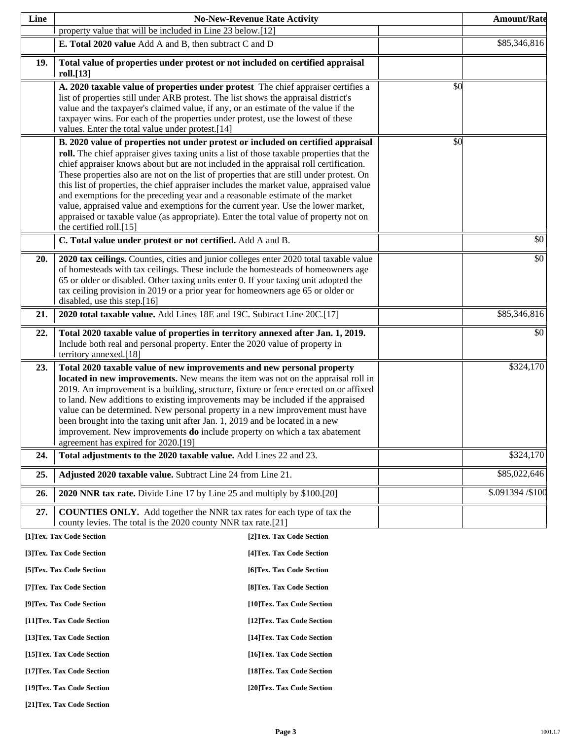| Line | No-New-Revenue Rate Activity | | Amount/Rate |
|---|---|---|---|
| | property value that will be included in Line 23 below.[12] | | |
| | **E. Total 2020 value** Add A and B, then subtract C and D | | $85,346,816 |
| **19.** | **Total value of properties under protest or not included on certified appraisal roll.[13]** | | |
| | **A. 2020 taxable value of properties under protest** The chief appraiser certifies a list of properties still under ARB protest. The list shows the appraisal district's value and the taxpayer's claimed value, if any, or an estimate of the value if the taxpayer wins. For each of the properties under protest, use the lowest of these values. Enter the total value under protest.[14] | $0 | |
| | **B. 2020 value of properties not under protest or included on certified appraisal roll.** The chief appraiser gives taxing units a list of those taxable properties that the chief appraiser knows about but are not included in the appraisal roll certification. These properties also are not on the list of properties that are still under protest. On this list of properties, the chief appraiser includes the market value, appraised value and exemptions for the preceding year and a reasonable estimate of the market value, appraised value and exemptions for the current year. Use the lower market, appraised or taxable value (as appropriate). Enter the total value of property not on the certified roll.[15] | $0 | |
| | **C. Total value under protest or not certified.** Add A and B. | | $0 |
| **20.** | **2020 tax ceilings.** Counties, cities and junior colleges enter 2020 total taxable value of homesteads with tax ceilings. These include the homesteads of homeowners age 65 or older or disabled. Other taxing units enter 0. If your taxing unit adopted the tax ceiling provision in 2019 or a prior year for homeowners age 65 or older or disabled, use this step.[16] | | $0 |
| **21.** | **2020 total taxable value.** Add Lines 18E and 19C. Subtract Line 20C.[17] | | $85,346,816 |
| **22.** | **Total 2020 taxable value of properties in territory annexed after Jan. 1, 2019.** Include both real and personal property. Enter the 2020 value of property in territory annexed.[18] | | $0 |
| **23.** | **Total 2020 taxable value of new improvements and new personal property located in new improvements.** New means the item was not on the appraisal roll in 2019. An improvement is a building, structure, fixture or fence erected on or affixed to land. New additions to existing improvements may be included if the appraised value can be determined. New personal property in a new improvement must have been brought into the taxing unit after Jan. 1, 2019 and be located in a new improvement. New improvements **do** include property on which a tax abatement agreement has expired for 2020.[19] | | $324,170 |
| **24.** | **Total adjustments to the 2020 taxable value.** Add Lines 22 and 23. | | $324,170 |
| **25.** | **Adjusted 2020 taxable value.** Subtract Line 24 from Line 21. | | $85,022,646 |
| **26.** | **2020 NNR tax rate.** Divide Line 17 by Line 25 and multiply by $100.[20] | | $.091394 /$100 |
| **27.** | **COUNTIES ONLY.** Add together the NNR tax rates for each type of tax the county levies. The total is the 2020 county NNR tax rate.[21] | | |

**[1]Tex. Tax Code Section**
**[2]Tex. Tax Code Section**
**[3]Tex. Tax Code Section**
**[4]Tex. Tax Code Section**
**[5]Tex. Tax Code Section**
**[6]Tex. Tax Code Section**
**[7]Tex. Tax Code Section**
**[8]Tex. Tax Code Section**
**[9]Tex. Tax Code Section**
**[10]Tex. Tax Code Section**
**[11]Tex. Tax Code Section**
**[12]Tex. Tax Code Section**
**[13]Tex. Tax Code Section**
**[14]Tex. Tax Code Section**
**[15]Tex. Tax Code Section**
**[16]Tex. Tax Code Section**
**[17]Tex. Tax Code Section**
**[18]Tex. Tax Code Section**
**[19]Tex. Tax Code Section**
**[20]Tex. Tax Code Section**
**[21]Tex. Tax Code Section**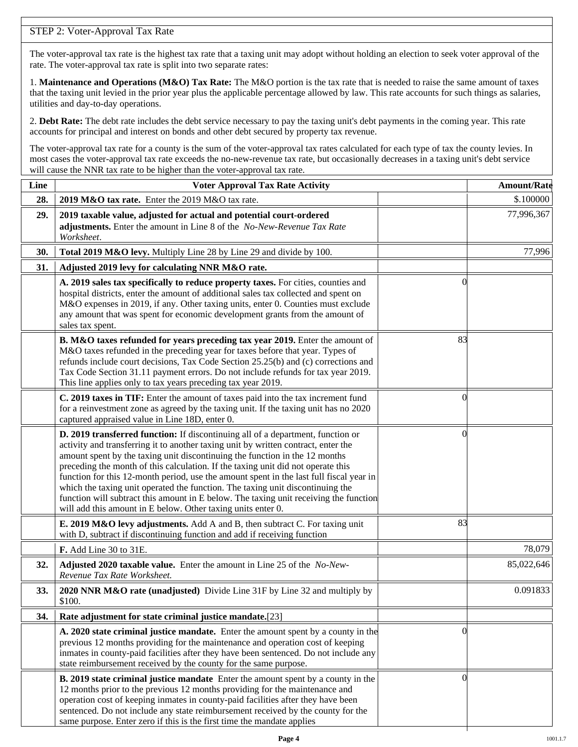STEP 2: Voter-Approval Tax Rate

The voter-approval tax rate is the highest tax rate that a taxing unit may adopt without holding an election to seek voter approval of the rate. The voter-approval tax rate is split into two separate rates:

1. **Maintenance and Operations (M&O) Tax Rate:** The M&O portion is the tax rate that is needed to raise the same amount of taxes that the taxing unit levied in the prior year plus the applicable percentage allowed by law. This rate accounts for such things as salaries, utilities and day-to-day operations.

2. **Debt Rate:** The debt rate includes the debt service necessary to pay the taxing unit's debt payments in the coming year. This rate accounts for principal and interest on bonds and other debt secured by property tax revenue.

The voter-approval tax rate for a county is the sum of the voter-approval tax rates calculated for each type of tax the county levies. In most cases the voter-approval tax rate exceeds the no-new-revenue tax rate, but occasionally decreases in a taxing unit's debt service will cause the NNR tax rate to be higher than the voter-approval tax rate.

| Line | Voter Approval Tax Rate Activity | | Amount/Rate |
|---|---|---|---|
| **28.** | **2019 M&O tax rate.** Enter the 2019 M&O tax rate. | | $.100000 |
| **29.** | **2019 taxable value, adjusted for actual and potential court-ordered adjustments.** Enter the amount in Line 8 of the *No-New-Revenue Tax Rate Worksheet*. | | 77,996,367 |
| **30.** | **Total 2019 M&O levy.** Multiply Line 28 by Line 29 and divide by 100. | | 77,996 |
| **31.** | **Adjusted 2019 levy for calculating NNR M&O rate.** | | |
| | **A. 2019 sales tax specifically to reduce property taxes.** For cities, counties and hospital districts, enter the amount of additional sales tax collected and spent on M&O expenses in 2019, if any. Other taxing units, enter 0. Counties must exclude any amount that was spent for economic development grants from the amount of sales tax spent. | 0 | |
| | **B. M&O taxes refunded for years preceding tax year 2019.** Enter the amount of M&O taxes refunded in the preceding year for taxes before that year. Types of refunds include court decisions, Tax Code Section 25.25(b) and (c) corrections and Tax Code Section 31.11 payment errors. Do not include refunds for tax year 2019. This line applies only to tax years preceding tax year 2019. | 83 | |
| | **C. 2019 taxes in TIF:** Enter the amount of taxes paid into the tax increment fund for a reinvestment zone as agreed by the taxing unit. If the taxing unit has no 2020 captured appraised value in Line 18D, enter 0. | 0 | |
| | **D. 2019 transferred function:** If discontinuing all of a department, function or activity and transferring it to another taxing unit by written contract, enter the amount spent by the taxing unit discontinuing the function in the 12 months preceding the month of this calculation. If the taxing unit did not operate this function for this 12-month period, use the amount spent in the last full fiscal year in which the taxing unit operated the function. The taxing unit discontinuing the function will subtract this amount in E below. The taxing unit receiving the function will add this amount in E below. Other taxing units enter 0. | 0 | |
| | **E. 2019 M&O levy adjustments.** Add A and B, then subtract C. For taxing unit with D, subtract if discontinuing function and add if receiving function | 83 | |
| | **F.** Add Line 30 to 31E. | | 78,079 |
| **32.** | **Adjusted 2020 taxable value.** Enter the amount in Line 25 of the *No-New-Revenue Tax Rate Worksheet.* | | 85,022,646 |
| **33.** | **2020 NNR M&O rate (unadjusted)** Divide Line 31F by Line 32 and multiply by $100. | | 0.091833 |
| **34.** | **Rate adjustment for state criminal justice mandate.**[23] | | |
| | **A. 2020 state criminal justice mandate.** Enter the amount spent by a county in the previous 12 months providing for the maintenance and operation cost of keeping inmates in county-paid facilities after they have been sentenced. Do not include any state reimbursement received by the county for the same purpose. | 0 | |
| | **B. 2019 state criminal justice mandate** Enter the amount spent by a county in the 12 months prior to the previous 12 months providing for the maintenance and operation cost of keeping inmates in county-paid facilities after they have been sentenced. Do not include any state reimbursement received by the county for the same purpose. Enter zero if this is the first time the mandate applies | 0 | |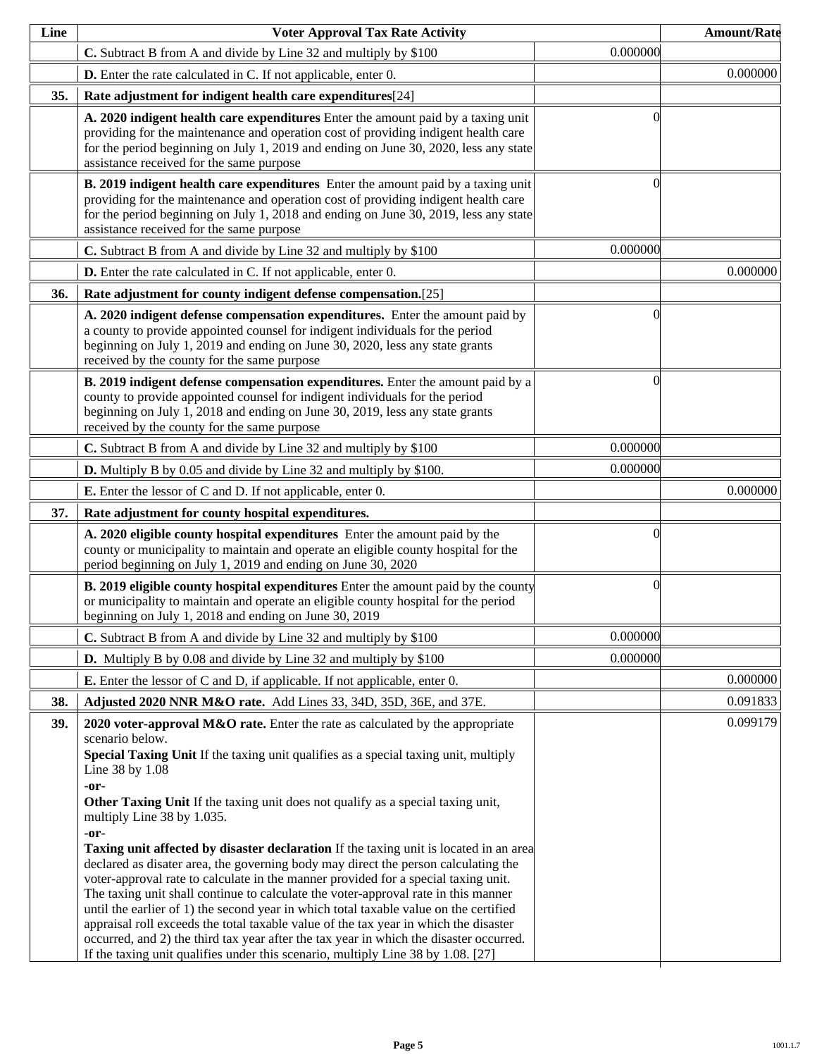| Line | Voter Approval Tax Rate Activity | | Amount/Rate |
|---|---|---|---|
| | **C.** Subtract B from A and divide by Line 32 and multiply by $100 | 0.000000 | |
| | **D.** Enter the rate calculated in C. If not applicable, enter 0. | | 0.000000 |
| **35.** | **Rate adjustment for indigent health care expenditures**[24] | | |
| | **A. 2020 indigent health care expenditures** Enter the amount paid by a taxing unit providing for the maintenance and operation cost of providing indigent health care for the period beginning on July 1, 2019 and ending on June 30, 2020, less any state assistance received for the same purpose | 0 | |
| | **B. 2019 indigent health care expenditures** Enter the amount paid by a taxing unit providing for the maintenance and operation cost of providing indigent health care for the period beginning on July 1, 2018 and ending on June 30, 2019, less any state assistance received for the same purpose | 0 | |
| | **C.** Subtract B from A and divide by Line 32 and multiply by $100 | 0.000000 | |
| | **D.** Enter the rate calculated in C. If not applicable, enter 0. | | 0.000000 |
| **36.** | **Rate adjustment for county indigent defense compensation.**[25] | | |
| | **A. 2020 indigent defense compensation expenditures.** Enter the amount paid by a county to provide appointed counsel for indigent individuals for the period beginning on July 1, 2019 and ending on June 30, 2020, less any state grants received by the county for the same purpose | 0 | |
| | **B. 2019 indigent defense compensation expenditures.** Enter the amount paid by a county to provide appointed counsel for indigent individuals for the period beginning on July 1, 2018 and ending on June 30, 2019, less any state grants received by the county for the same purpose | 0 | |
| | **C.** Subtract B from A and divide by Line 32 and multiply by $100 | 0.000000 | |
| | **D.** Multiply B by 0.05 and divide by Line 32 and multiply by $100. | 0.000000 | |
| | **E.** Enter the lessor of C and D. If not applicable, enter 0. | | 0.000000 |
| **37.** | **Rate adjustment for county hospital expenditures.** | | |
| | **A. 2020 eligible county hospital expenditures** Enter the amount paid by the county or municipality to maintain and operate an eligible county hospital for the period beginning on July 1, 2019 and ending on June 30, 2020 | 0 | |
| | **B. 2019 eligible county hospital expenditures** Enter the amount paid by the county or municipality to maintain and operate an eligible county hospital for the period beginning on July 1, 2018 and ending on June 30, 2019 | 0 | |
| | **C.** Subtract B from A and divide by Line 32 and multiply by $100 | 0.000000 | |
| | **D.** Multiply B by 0.08 and divide by Line 32 and multiply by $100 | 0.000000 | |
| | **E.** Enter the lessor of C and D, if applicable. If not applicable, enter 0. | | 0.000000 |
| **38.** | **Adjusted 2020 NNR M&O rate.** Add Lines 33, 34D, 35D, 36E, and 37E. | | 0.091833 |
| **39.** | **2020 voter-approval M&O rate.** Enter the rate as calculated by the appropriate scenario below.<br>**Special Taxing Unit** If the taxing unit qualifies as a special taxing unit, multiply Line 38 by 1.08<br>**-or-**<br>**Other Taxing Unit** If the taxing unit does not qualify as a special taxing unit, multiply Line 38 by 1.035.<br>**-or-**<br>**Taxing unit affected by disaster declaration** If the taxing unit is located in an area declared as disater area, the governing body may direct the person calculating the voter-approval rate to calculate in the manner provided for a special taxing unit. The taxing unit shall continue to calculate the voter-approval rate in this manner until the earlier of 1) the second year in which total taxable value on the certified appraisal roll exceeds the total taxable value of the tax year in which the disaster occurred, and 2) the third tax year after the tax year in which the disaster occurred. If the taxing unit qualifies under this scenario, multiply Line 38 by 1.08. [27] | | 0.099179 |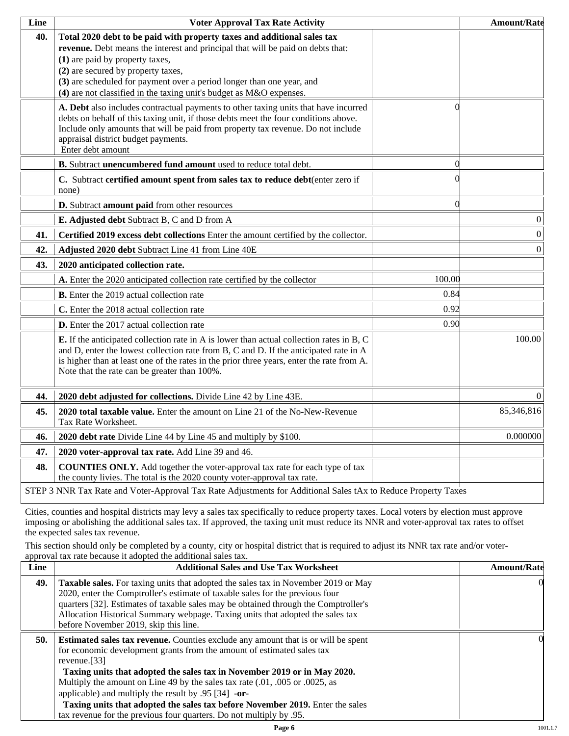| Line | Voter Approval Tax Rate Activity | | Amount/Rate |
|---|---|---|---|
| 40. | **Total 2020 debt to be paid with property taxes and additional sales tax revenue.** Debt means the interest and principal that will be paid on debts that: **(1)** are paid by property taxes, **(2)** are secured by property taxes, **(3)** are scheduled for payment over a period longer than one year, and **(4)** are not classified in the taxing unit's budget as M&O expenses. | | |
| | **A. Debt** also includes contractual payments to other taxing units that have incurred debts on behalf of this taxing unit, if those debts meet the four conditions above. Include only amounts that will be paid from property tax revenue. Do not include appraisal district budget payments. Enter debt amount | 0 | |
| | **B.** Subtract **unencumbered fund amount** used to reduce total debt. | 0 | |
| | **C.** Subtract **certified amount spent from sales tax to reduce debt**(enter zero if none) | 0 | |
| | **D.** Subtract **amount paid** from other resources | 0 | |
| | **E. Adjusted debt** Subtract B, C and D from A | | 0 |
| 41. | **Certified 2019 excess debt collections** Enter the amount certified by the collector. | | 0 |
| 42. | **Adjusted 2020 debt** Subtract Line 41 from Line 40E | | 0 |
| 43. | **2020 anticipated collection rate.** | | |
| | **A.** Enter the 2020 anticipated collection rate certified by the collector | 100.00 | |
| | **B.** Enter the 2019 actual collection rate | 0.84 | |
| | **C.** Enter the 2018 actual collection rate | 0.92 | |
| | **D.** Enter the 2017 actual collection rate | 0.90 | |
| | **E.** If the anticipated collection rate in A is lower than actual collection rates in B, C and D, enter the lowest collection rate from B, C and D. If the anticipated rate in A is higher than at least one of the rates in the prior three years, enter the rate from A. Note that the rate can be greater than 100%. | | 100.00 |
| 44. | **2020 debt adjusted for collections.** Divide Line 42 by Line 43E. | | 0 |
| 45. | **2020 total taxable value.** Enter the amount on Line 21 of the No-New-Revenue Tax Rate Worksheet. | | 85,346,816 |
| 46. | **2020 debt rate** Divide Line 44 by Line 45 and multiply by $100. | | 0.000000 |
| 47. | **2020 voter-approval tax rate.** Add Line 39 and 46. | | |
| 48. | **COUNTIES ONLY.** Add together the voter-approval tax rate for each type of tax the county livies. The total is the 2020 county voter-approval tax rate. | | |

STEP 3 NNR Tax Rate and Voter-Approval Tax Rate Adjustments for Additional Sales tAx to Reduce Property Taxes

Cities, counties and hospital districts may levy a sales tax specifically to reduce property taxes. Local voters by election must approve imposing or abolishing the additional sales tax. If approved, the taxing unit must reduce its NNR and voter-approval tax rates to offset the expected sales tax revenue.

This section should only be completed by a county, city or hospital district that is required to adjust its NNR tax rate and/or voter-approval tax rate because it adopted the additional sales tax.

| Line | Additional Sales and Use Tax Worksheet | Amount/Rate |
|---|---|---|
| 49. | **Taxable sales.** For taxing units that adopted the sales tax in November 2019 or May 2020, enter the Comptroller's estimate of taxable sales for the previous four quarters [32]. Estimates of taxable sales may be obtained through the Comptroller's Allocation Historical Summary webpage. Taxing units that adopted the sales tax before November 2019, skip this line. | 0 |
| 50. | **Estimated sales tax revenue.** Counties exclude any amount that is or will be spent for economic development grants from the amount of estimated sales tax revenue.[33] **Taxing units that adopted the sales tax in November 2019 or in May 2020.** Multiply the amount on Line 49 by the sales tax rate (.01, .005 or .0025, as applicable) and multiply the result by .95 [34] **-or-** **Taxing units that adopted the sales tax before November 2019.** Enter the sales tax revenue for the previous four quarters. Do not multiply by .95. | 0 |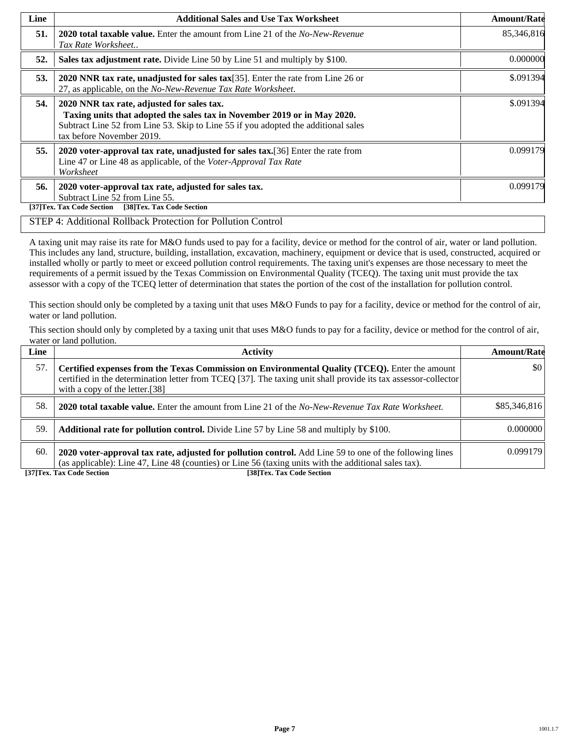| Line | Additional Sales and Use Tax Worksheet | Amount/Rate |
|---|---|---|
| **51.** | **2020 total taxable value.** Enter the amount from Line 21 of the *No-New-Revenue Tax Rate Worksheet.*. | 85,346,816 |
| **52.** | **Sales tax adjustment rate.** Divide Line 50 by Line 51 and multiply by $100. | 0.000000 |
| **53.** | **2020 NNR tax rate, unadjusted for sales tax**[35]. Enter the rate from Line 26 or 27, as applicable, on the *No-New-Revenue Tax Rate Worksheet*. | $.091394 |
| **54.** | **2020 NNR tax rate, adjusted for sales tax.** **Taxing units that adopted the sales tax in November 2019 or in May 2020.** Subtract Line 52 from Line 53. Skip to Line 55 if you adopted the additional sales tax before November 2019. | $.091394 |
| **55.** | **2020 voter-approval tax rate, unadjusted for sales tax.**[36] Enter the rate from Line 47 or Line 48 as applicable, of the *Voter-Approval Tax Rate Worksheet* | 0.099179 |
| **56.** | **2020 voter-approval tax rate, adjusted for sales tax.** Subtract Line 52 from Line 55. | 0.099179 |

**[37]Tex. Tax Code Section [38]Tex. Tax Code Section**

STEP 4: Additional Rollback Protection for Pollution Control

A taxing unit may raise its rate for M&O funds used to pay for a facility, device or method for the control of air, water or land pollution. This includes any land, structure, building, installation, excavation, machinery, equipment or device that is used, constructed, acquired or installed wholly or partly to meet or exceed pollution control requirements. The taxing unit's expenses are those necessary to meet the requirements of a permit issued by the Texas Commission on Environmental Quality (TCEQ). The taxing unit must provide the tax assessor with a copy of the TCEQ letter of determination that states the portion of the cost of the installation for pollution control.

This section should only be completed by a taxing unit that uses M&O Funds to pay for a facility, device or method for the control of air, water or land pollution.

This section should only by completed by a taxing unit that uses M&O funds to pay for a facility, device or method for the control of air, water or land pollution.

| Line | Activity | Amount/Rate |
|---|---|---|
| 57. | **Certified expenses from the Texas Commission on Environmental Quality (TCEQ).** Enter the amount certified in the determination letter from TCEQ [37]. The taxing unit shall provide its tax assessor-collector with a copy of the letter.[38] | $0 |
| 58. | **2020 total taxable value.** Enter the amount from Line 21 of the *No-New-Revenue Tax Rate Worksheet.* | $85,346,816 |
| 59. | **Additional rate for pollution control.** Divide Line 57 by Line 58 and multiply by $100. | 0.000000 |
| 60. | **2020 voter-approval tax rate, adjusted for pollution control.** Add Line 59 to one of the following lines (as applicable): Line 47, Line 48 (counties) or Line 56 (taxing units with the additional sales tax). | 0.099179 |

**[37]Tex. Tax Code Section** **[38]Tex. Tax Code Section**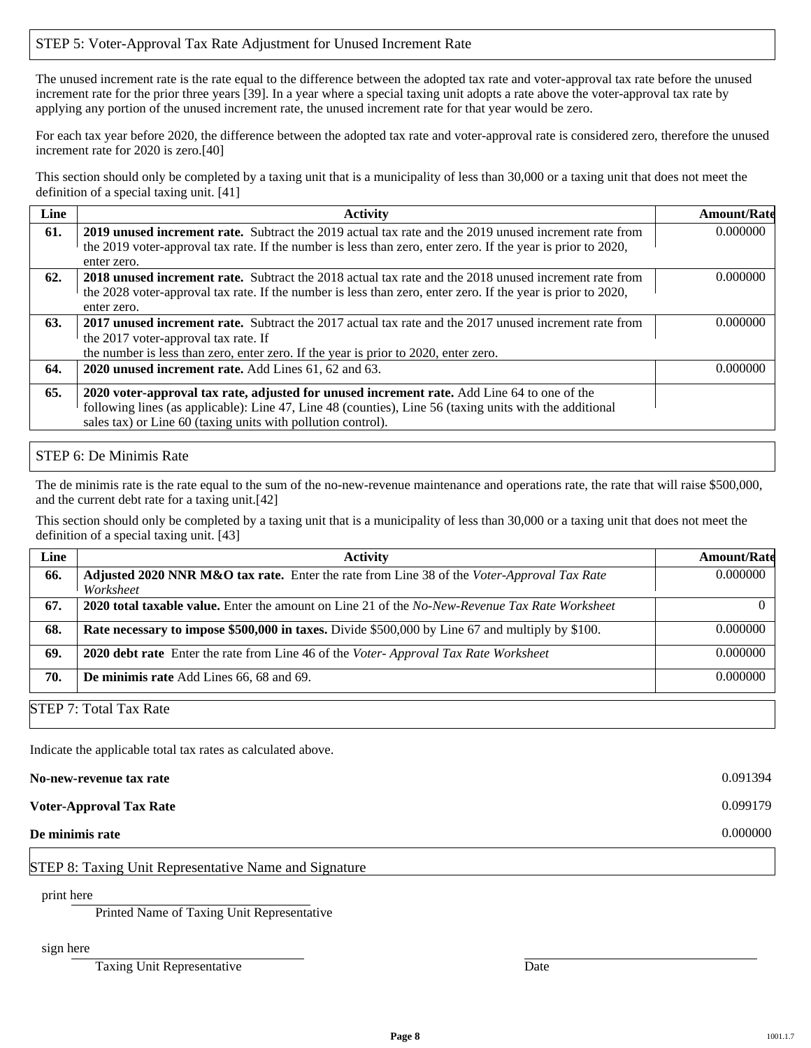## STEP 5: Voter-Approval Tax Rate Adjustment for Unused Increment Rate

The unused increment rate is the rate equal to the difference between the adopted tax rate and voter-approval tax rate before the unused increment rate for the prior three years [39]. In a year where a special taxing unit adopts a rate above the voter-approval tax rate by applying any portion of the unused increment rate, the unused increment rate for that year would be zero.

For each tax year before 2020, the difference between the adopted tax rate and voter-approval rate is considered zero, therefore the unused increment rate for 2020 is zero.[40]

This section should only be completed by a taxing unit that is a municipality of less than 30,000 or a taxing unit that does not meet the definition of a special taxing unit. [41]

| Line | Activity | Amount/Rate |
|---|---|---|
| 61. | **2019 unused increment rate.** Subtract the 2019 actual tax rate and the 2019 unused increment rate from the 2019 voter-approval tax rate. If the number is less than zero, enter zero. If the year is prior to 2020, enter zero. | 0.000000 |
| 62. | **2018 unused increment rate.** Subtract the 2018 actual tax rate and the 2018 unused increment rate from the 2028 voter-approval tax rate. If the number is less than zero, enter zero. If the year is prior to 2020, enter zero. | 0.000000 |
| 63. | **2017 unused increment rate.** Subtract the 2017 actual tax rate and the 2017 unused increment rate from the 2017 voter-approval tax rate. If the number is less than zero, enter zero. If the year is prior to 2020, enter zero. | 0.000000 |
| 64. | **2020 unused increment rate.** Add Lines 61, 62 and 63. | 0.000000 |
| 65. | **2020 voter-approval tax rate, adjusted for unused increment rate.** Add Line 64 to one of the following lines (as applicable): Line 47, Line 48 (counties), Line 56 (taxing units with the additional sales tax) or Line 60 (taxing units with pollution control). | |

## STEP 6: De Minimis Rate

The de minimis rate is the rate equal to the sum of the no-new-revenue maintenance and operations rate, the rate that will raise $500,000, and the current debt rate for a taxing unit.[42]

This section should only be completed by a taxing unit that is a municipality of less than 30,000 or a taxing unit that does not meet the definition of a special taxing unit. [43]

| Line | Activity | Amount/Rate |
|---|---|---|
| 66. | **Adjusted 2020 NNR M&O tax rate.** Enter the rate from Line 38 of the *Voter-Approval Tax Rate Worksheet* | 0.000000 |
| 67. | **2020 total taxable value.** Enter the amount on Line 21 of the *No-New-Revenue Tax Rate Worksheet* | 0 |
| 68. | **Rate necessary to impose $500,000 in taxes.** Divide $500,000 by Line 67 and multiply by $100. | 0.000000 |
| 69. | **2020 debt rate** Enter the rate from Line 46 of the *Voter- Approval Tax Rate Worksheet* | 0.000000 |
| 70. | **De minimis rate** Add Lines 66, 68 and 69. | 0.000000 |

## STEP 7: Total Tax Rate

Indicate the applicable total tax rates as calculated above.

| | |
|---|---|
| **No-new-revenue tax rate** | 0.091394 |
| **Voter-Approval Tax Rate** | 0.099179 |
| **De minimis rate** | 0.000000 |

## STEP 8: Taxing Unit Representative Name and Signature

print here ______________________________
Printed Name of Taxing Unit Representative

sign here ______________________________
Taxing Unit Representative

______________________________
Date